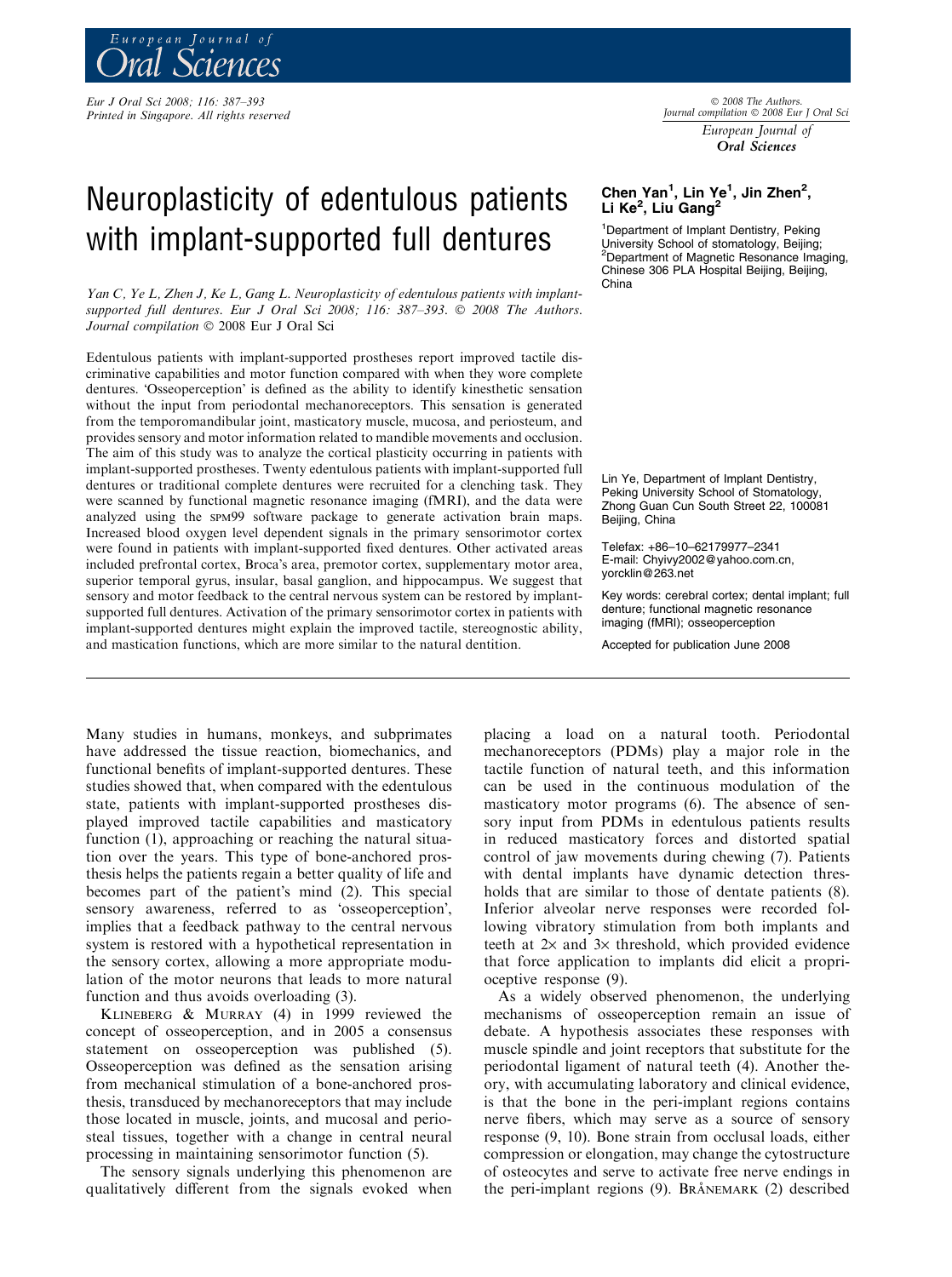# Neuroplasticity of edentulous patients with implant-supported full dentures

**Chen Yan[1], Lin Ye[1], Jin Zhen[2], Li Ke[2], Liu Gang[2]**

[1]Department of Implant Dentistry, Peking University School of stomatology, Beijing; [2]Department of Magnetic Resonance Imaging, Chinese 306 PLA Hospital Beijing, Beijing, China

*Yan C, Ye L, Zhen J, Ke L, Gang L. Neuroplasticity of edentulous patients with implant-supported full dentures. Eur J Oral Sci 2008; 116: 387–393. © 2008 The Authors. Journal compilation © 2008 Eur J Oral Sci*

Edentulous patients with implant-supported prostheses report improved tactile discriminative capabilities and motor function compared with when they wore complete dentures. 'Osseoperception' is defined as the ability to identify kinesthetic sensation without the input from periodontal mechanoreceptors. This sensation is generated from the temporomandibular joint, masticatory muscle, mucosa, and periosteum, and provides sensory and motor information related to mandible movements and occlusion. The aim of this study was to analyze the cortical plasticity occurring in patients with implant-supported prostheses. Twenty edentulous patients with implant-supported full dentures or traditional complete dentures were recruited for a clenching task. They were scanned by functional magnetic resonance imaging (fMRI), and the data were analyzed using the SPM99 software package to generate activation brain maps. Increased blood oxygen level dependent signals in the primary sensorimotor cortex were found in patients with implant-supported fixed dentures. Other activated areas included prefrontal cortex, Broca's area, premotor cortex, supplementary motor area, superior temporal gyrus, insular, basal ganglion, and hippocampus. We suggest that sensory and motor feedback to the central nervous system can be restored by implant-supported full dentures. Activation of the primary sensorimotor cortex in patients with implant-supported dentures might explain the improved tactile, stereognostic ability, and mastication functions, which are more similar to the natural dentition.

Lin Ye, Department of Implant Dentistry, Peking University School of Stomatology, Zhong Guan Cun South Street 22, 100081 Beijing, China

Telefax: +86–10–62179977–2341
E-mail: Chyivy2002@yahoo.com.cn, yorcklin@263.net

Key words: cerebral cortex; dental implant; full denture; functional magnetic resonance imaging (fMRI); osseoperception

Accepted for publication June 2008

Many studies in humans, monkeys, and subprimates have addressed the tissue reaction, biomechanics, and functional benefits of implant-supported dentures. These studies showed that, when compared with the edentulous state, patients with implant-supported prostheses displayed improved tactile capabilities and masticatory function (1), approaching or reaching the natural situation over the years. This type of bone-anchored prosthesis helps the patients regain a better quality of life and becomes part of the patient's mind (2). This special sensory awareness, referred to as 'osseoperception', implies that a feedback pathway to the central nervous system is restored with a hypothetical representation in the sensory cortex, allowing a more appropriate modulation of the motor neurons that leads to more natural function and thus avoids overloading (3).

KLINEBERG & MURRAY (4) in 1999 reviewed the concept of osseoperception, and in 2005 a consensus statement on osseoperception was published (5). Osseoperception was defined as the sensation arising from mechanical stimulation of a bone-anchored prosthesis, transduced by mechanoreceptors that may include those located in muscle, joints, and mucosal and periosteal tissues, together with a change in central neural processing in maintaining sensorimotor function (5).

The sensory signals underlying this phenomenon are qualitatively different from the signals evoked when placing a load on a natural tooth. Periodontal mechanoreceptors (PDMs) play a major role in the tactile function of natural teeth, and this information can be used in the continuous modulation of the masticatory motor programs (6). The absence of sensory input from PDMs in edentulous patients results in reduced masticatory forces and distorted spatial control of jaw movements during chewing (7). Patients with dental implants have dynamic detection thresholds that are similar to those of dentate patients (8). Inferior alveolar nerve responses were recorded following vibratory stimulation from both implants and teeth at 2× and 3× threshold, which provided evidence that force application to implants did elicit a proprioceptive response (9).

As a widely observed phenomenon, the underlying mechanisms of osseoperception remain an issue of debate. A hypothesis associates these responses with muscle spindle and joint receptors that substitute for the periodontal ligament of natural teeth (4). Another theory, with accumulating laboratory and clinical evidence, is that the bone in the peri-implant regions contains nerve fibers, which may serve as a source of sensory response (9, 10). Bone strain from occlusal loads, either compression or elongation, may change the cytostructure of osteocytes and serve to activate free nerve endings in the peri-implant regions (9). BRÅNEMARK (2) described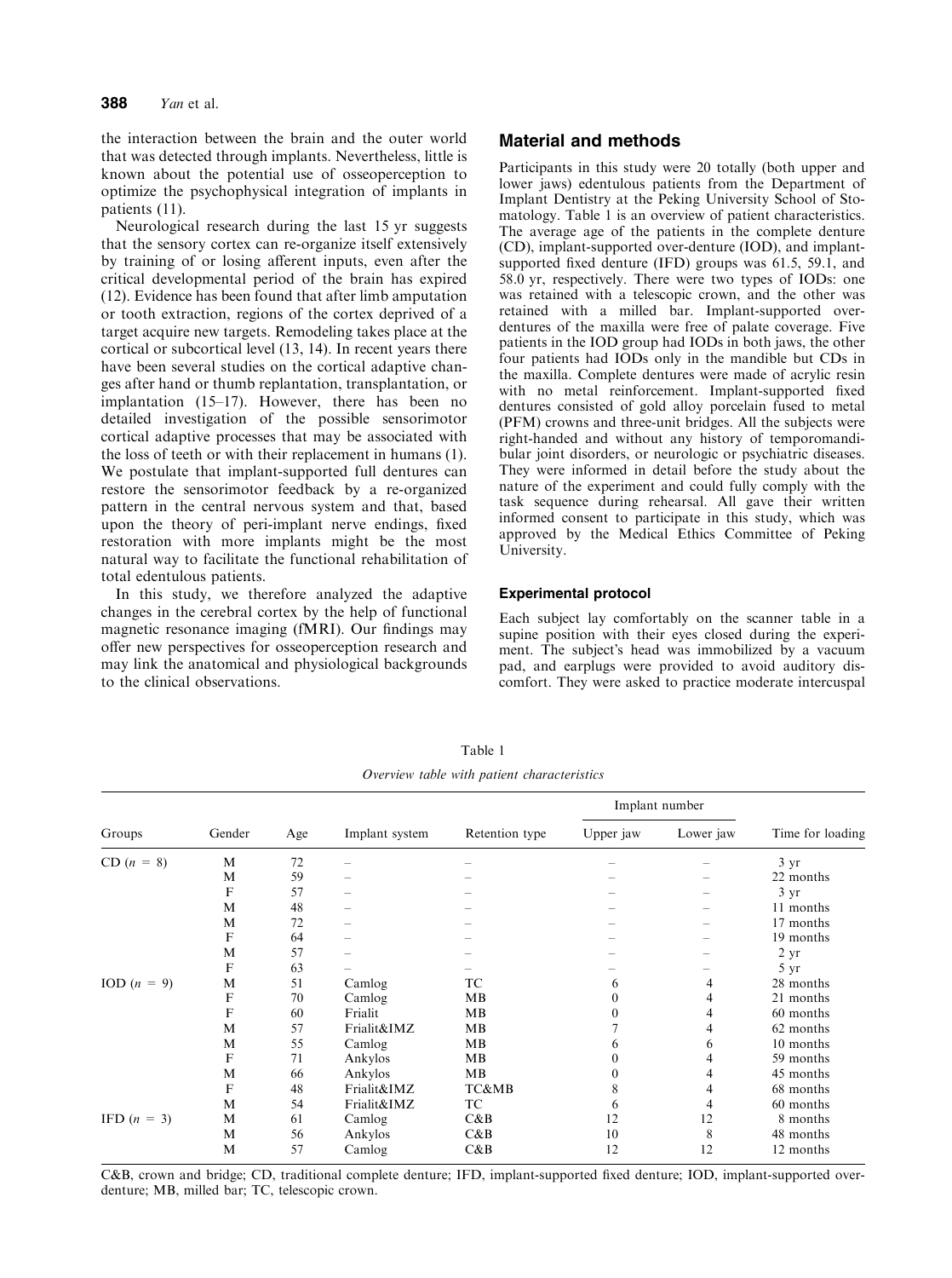the interaction between the brain and the outer world that was detected through implants. Nevertheless, little is known about the potential use of osseoperception to optimize the psychophysical integration of implants in patients (11).

Neurological research during the last 15 yr suggests that the sensory cortex can re-organize itself extensively by training of or losing afferent inputs, even after the critical developmental period of the brain has expired (12). Evidence has been found that after limb amputation or tooth extraction, regions of the cortex deprived of a target acquire new targets. Remodeling takes place at the cortical or subcortical level (13, 14). In recent years there have been several studies on the cortical adaptive changes after hand or thumb replantation, transplantation, or implantation (15–17). However, there has been no detailed investigation of the possible sensorimotor cortical adaptive processes that may be associated with the loss of teeth or with their replacement in humans (1). We postulate that implant-supported full dentures can restore the sensorimotor feedback by a re-organized pattern in the central nervous system and that, based upon the theory of peri-implant nerve endings, fixed restoration with more implants might be the most natural way to facilitate the functional rehabilitation of total edentulous patients.

In this study, we therefore analyzed the adaptive changes in the cerebral cortex by the help of functional magnetic resonance imaging (fMRI). Our findings may offer new perspectives for osseoperception research and may link the anatomical and physiological backgrounds to the clinical observations.

## Material and methods

Participants in this study were 20 totally (both upper and lower jaws) edentulous patients from the Department of Implant Dentistry at the Peking University School of Stomatology. Table 1 is an overview of patient characteristics. The average age of the patients in the complete denture (CD), implant-supported over-denture (IOD), and implant-supported fixed denture (IFD) groups was 61.5, 59.1, and 58.0 yr, respectively. There were two types of IODs: one was retained with a telescopic crown, and the other was retained with a milled bar. Implant-supported over-dentures of the maxilla were free of palate coverage. Five patients in the IOD group had IODs in both jaws, the other four patients had IODs only in the mandible but CDs in the maxilla. Complete dentures were made of acrylic resin with no metal reinforcement. Implant-supported fixed dentures consisted of gold alloy porcelain fused to metal (PFM) crowns and three-unit bridges. All the subjects were right-handed and without any history of temporomandibular joint disorders, or neurologic or psychiatric diseases. They were informed in detail before the study about the nature of the experiment and could fully comply with the task sequence during rehearsal. All gave their written informed consent to participate in this study, which was approved by the Medical Ethics Committee of Peking University.

### Experimental protocol

Each subject lay comfortably on the scanner table in a supine position with their eyes closed during the experiment. The subject's head was immobilized by a vacuum pad, and earplugs were provided to avoid auditory discomfort. They were asked to practice moderate intercuspal

Table 1

*Overview table with patient characteristics*

| Groups | Gender | Age | Implant system | Retention type | Implant number | | Time for loading |
|---|---|---|---|---|---|---|---|
| | | | | | Upper jaw | Lower jaw | |
| CD ($n$ = 8) | M | 72 | – | – | – | – | 3 yr |
| | M | 59 | – | – | – | – | 22 months |
| | F | 57 | – | – | – | – | 3 yr |
| | M | 48 | – | – | – | – | 11 months |
| | M | 72 | – | – | – | – | 17 months |
| | F | 64 | – | – | – | – | 19 months |
| | M | 57 | – | – | – | – | 2 yr |
| | F | 63 | – | – | – | – | 5 yr |
| IOD ($n$ = 9) | M | 51 | Camlog | TC | 6 | 4 | 28 months |
| | F | 70 | Camlog | MB | 0 | 4 | 21 months |
| | F | 60 | Frialit | MB | 0 | 4 | 60 months |
| | M | 57 | Frialit&IMZ | MB | 7 | 4 | 62 months |
| | M | 55 | Camlog | MB | 6 | 6 | 10 months |
| | F | 71 | Ankylos | MB | 0 | 4 | 59 months |
| | M | 66 | Ankylos | MB | 0 | 4 | 45 months |
| | F | 48 | Frialit&IMZ | TC&MB | 8 | 4 | 68 months |
| | M | 54 | Frialit&IMZ | TC | 6 | 4 | 60 months |
| IFD ($n$ = 3) | M | 61 | Camlog | C&B | 12 | 12 | 8 months |
| | M | 56 | Ankylos | C&B | 10 | 8 | 48 months |
| | M | 57 | Camlog | C&B | 12 | 12 | 12 months |

C&B, crown and bridge; CD, traditional complete denture; IFD, implant-supported fixed denture; IOD, implant-supported over-denture; MB, milled bar; TC, telescopic crown.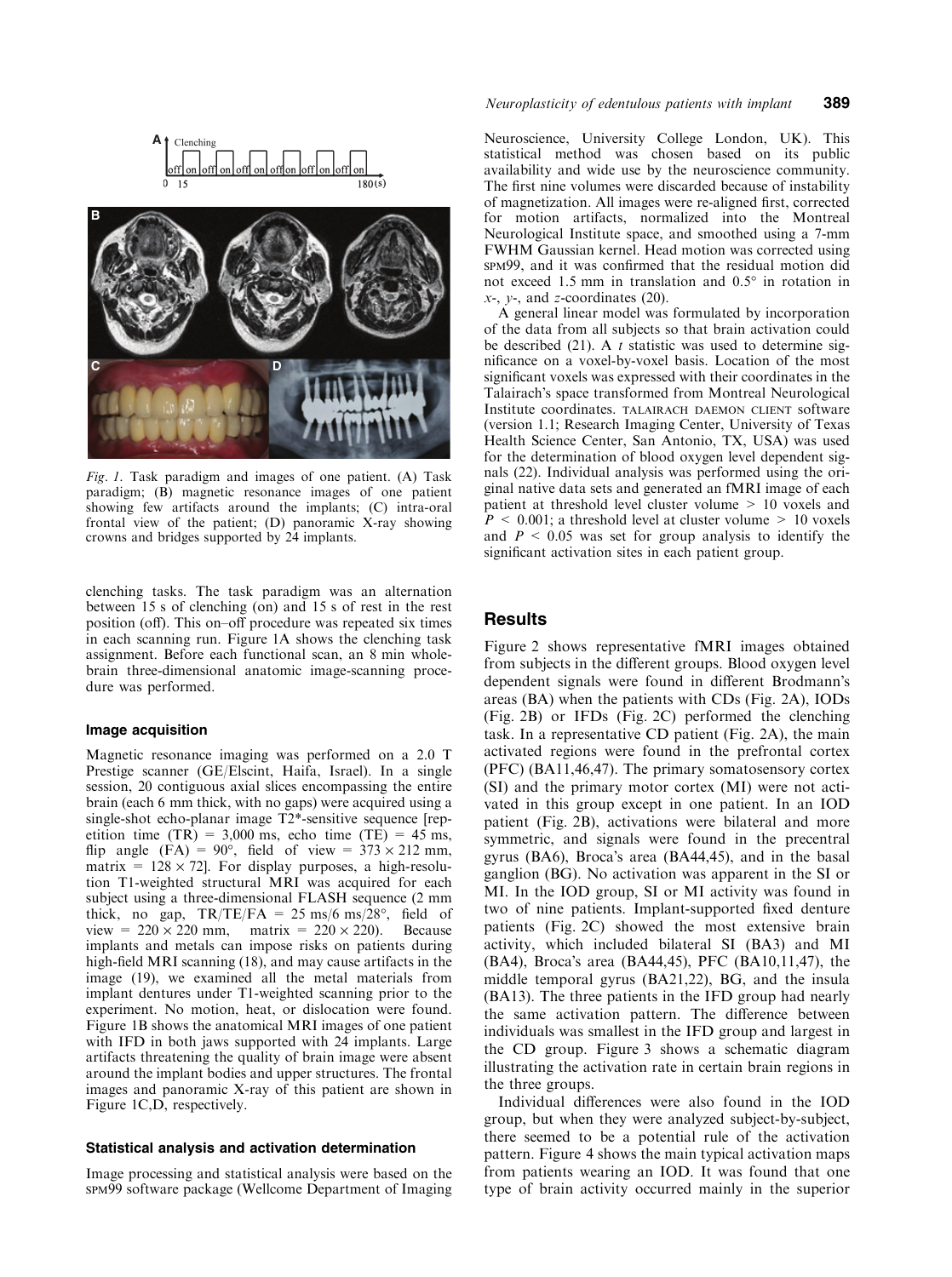Fig. 1. Task paradigm and images of one patient. (A) Task paradigm; (B) magnetic resonance images of one patient showing few artifacts around the implants; (C) intra-oral frontal view of the patient; (D) panoramic X-ray showing crowns and bridges supported by 24 implants.

clenching tasks. The task paradigm was an alternation between 15 s of clenching (on) and 15 s of rest in the rest position (off). This on–off procedure was repeated six times in each scanning run. Figure 1A shows the clenching task assignment. Before each functional scan, an 8 min whole-brain three-dimensional anatomic image-scanning procedure was performed.

### Image acquisition

Magnetic resonance imaging was performed on a 2.0 T Prestige scanner (GE/Elscint, Haifa, Israel). In a single session, 20 contiguous axial slices encompassing the entire brain (each 6 mm thick, with no gaps) were acquired using a single-shot echo-planar image T2*-sensitive sequence [repetition time (TR) = 3,000 ms, echo time (TE) = 45 ms, flip angle (FA) = 90°, field of view = 373 × 212 mm, matrix = 128 × 72]. For display purposes, a high-resolution T1-weighted structural MRI was acquired for each subject using a three-dimensional FLASH sequence (2 mm thick, no gap, TR/TE/FA = 25 ms/6 ms/28°, field of view = 220 × 220 mm, matrix = 220 × 220). Because implants and metals can impose risks on patients during high-field MRI scanning (18), and may cause artifacts in the image (19), we examined all the metal materials from implant dentures under T1-weighted scanning prior to the experiment. No motion, heat, or dislocation were found. Figure 1B shows the anatomical MRI images of one patient with IFD in both jaws supported with 24 implants. Large artifacts threatening the quality of brain image were absent around the implant bodies and upper structures. The frontal images and panoramic X-ray of this patient are shown in Figure 1C,D, respectively.

### Statistical analysis and activation determination

Image processing and statistical analysis were based on the SPM99 software package (Wellcome Department of Imaging Neuroscience, University College London, UK). This statistical method was chosen based on its public availability and wide use by the neuroscience community. The first nine volumes were discarded because of instability of magnetization. All images were re-aligned first, corrected for motion artifacts, normalized into the Montreal Neurological Institute space, and smoothed using a 7-mm FWHM Gaussian kernel. Head motion was corrected using SPM99, and it was confirmed that the residual motion did not exceed 1.5 mm in translation and 0.5° in rotation in $x$-, $y$-, and $z$-coordinates (20).

A general linear model was formulated by incorporation of the data from all subjects so that brain activation could be described (21). A $t$ statistic was used to determine significance on a voxel-by-voxel basis. Location of the most significant voxels was expressed with their coordinates in the Talairach's space transformed from Montreal Neurological Institute coordinates. TALAIRACH DAEMON CLIENT software (version 1.1; Research Imaging Center, University of Texas Health Science Center, San Antonio, TX, USA) was used for the determination of blood oxygen level dependent signals (22). Individual analysis was performed using the original native data sets and generated an fMRI image of each patient at threshold level cluster volume > 10 voxels and $P < 0.001$; a threshold level at cluster volume > 10 voxels and $P < 0.05$ was set for group analysis to identify the significant activation sites in each patient group.

## Results

Figure 2 shows representative fMRI images obtained from subjects in the different groups. Blood oxygen level dependent signals were found in different Brodmann's areas (BA) when the patients with CDs (Fig. 2A), IODs (Fig. 2B) or IFDs (Fig. 2C) performed the clenching task. In a representative CD patient (Fig. 2A), the main activated regions were found in the prefrontal cortex (PFC) (BA11,46,47). The primary somatosensory cortex (SI) and the primary motor cortex (MI) were not activated in this group except in one patient. In an IOD patient (Fig. 2B), activations were bilateral and more symmetric, and signals were found in the precentral gyrus (BA6), Broca's area (BA44,45), and in the basal ganglion (BG). No activation was apparent in the SI or MI. In the IOD group, SI or MI activity was found in two of nine patients. Implant-supported fixed denture patients (Fig. 2C) showed the most extensive brain activity, which included bilateral SI (BA3) and MI (BA4), Broca's area (BA44,45), PFC (BA10,11,47), the middle temporal gyrus (BA21,22), BG, and the insula (BA13). The three patients in the IFD group had nearly the same activation pattern. The difference between individuals was smallest in the IFD group and largest in the CD group. Figure 3 shows a schematic diagram illustrating the activation rate in certain brain regions in the three groups.

Individual differences were also found in the IOD group, but when they were analyzed subject-by-subject, there seemed to be a potential rule of the activation pattern. Figure 4 shows the main typical activation maps from patients wearing an IOD. It was found that one type of brain activity occurred mainly in the superior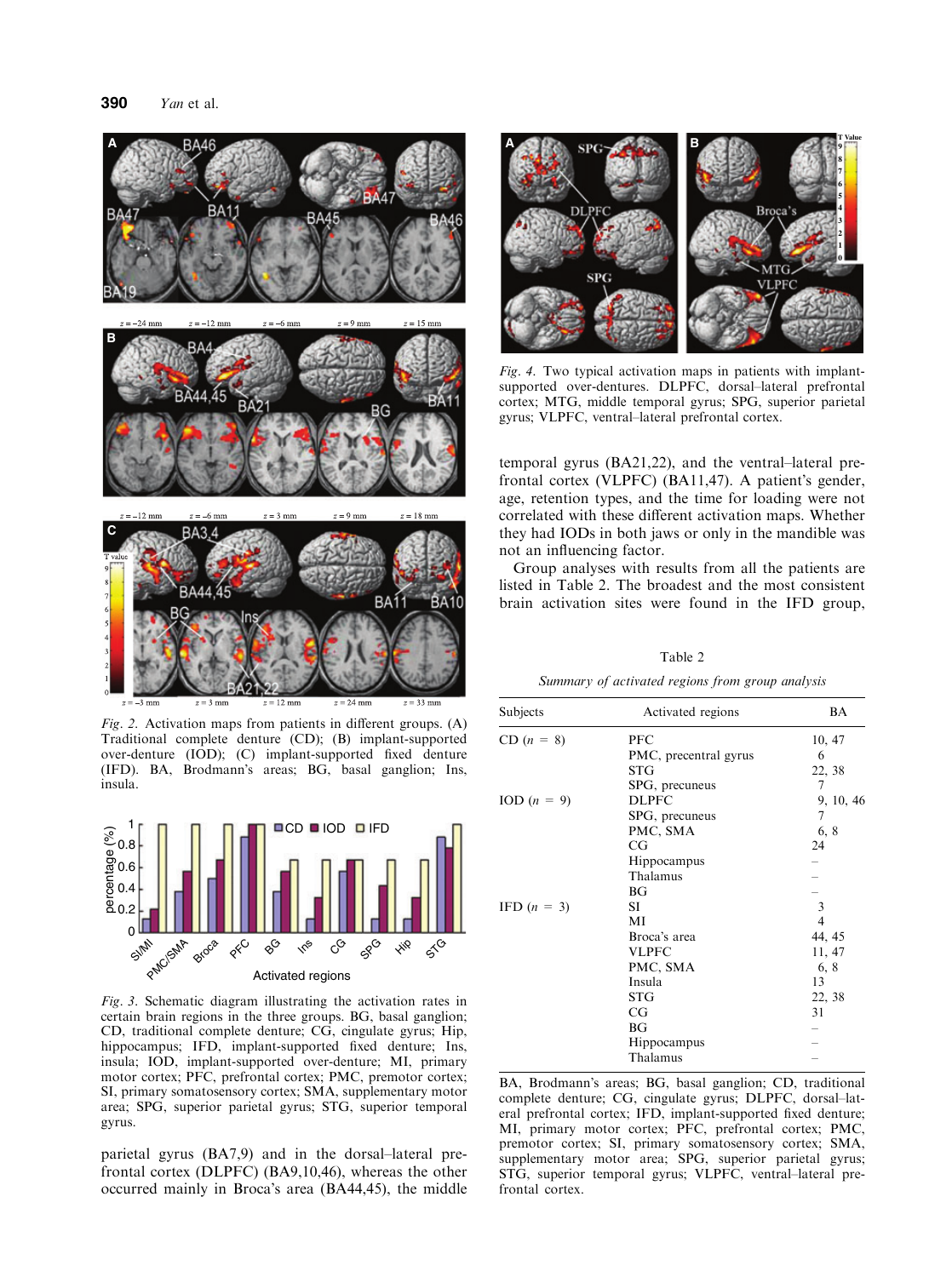Fig. 2. Activation maps from patients in different groups. (A) Traditional complete denture (CD); (B) implant-supported over-denture (IOD); (C) implant-supported fixed denture (IFD). BA, Brodmann's areas; BG, basal ganglion; Ins, insula.

Fig. 3. Schematic diagram illustrating the activation rates in certain brain regions in the three groups. BG, basal ganglion; CD, traditional complete denture; CG, cingulate gyrus; Hip, hippocampus; IFD, implant-supported fixed denture; Ins, insula; IOD, implant-supported over-denture; MI, primary motor cortex; PFC, prefrontal cortex; PMC, premotor cortex; SI, primary somatosensory cortex; SMA, supplementary motor area; SPG, superior parietal gyrus; STG, superior temporal gyrus.

parietal gyrus (BA7,9) and in the dorsal–lateral prefrontal cortex (DLPFC) (BA9,10,46), whereas the other occurred mainly in Broca's area (BA44,45), the middle temporal gyrus (BA21,22), and the ventral–lateral prefrontal cortex (VLPFC) (BA11,47). A patient's gender, age, retention types, and the time for loading were not correlated with these different activation maps. Whether they had IODs in both jaws or only in the mandible was not an influencing factor.

Group analyses with results from all the patients are listed in Table 2. The broadest and the most consistent brain activation sites were found in the IFD group,

Fig. 4. Two typical activation maps in patients with implant-supported over-dentures. DLPFC, dorsal–lateral prefrontal cortex; MTG, middle temporal gyrus; SPG, superior parietal gyrus; VLPFC, ventral–lateral prefrontal cortex.

Table 2

*Summary of activated regions from group analysis*

| Subjects | Activated regions | BA |
|---|---|---|
| CD ($n$ = 8) | PFC | 10, 47 |
| | PMC, precentral gyrus | 6 |
| | STG | 22, 38 |
| | SPG, precuneus | 7 |
| IOD ($n$ = 9) | DLPFC | 9, 10, 46 |
| | SPG, precuneus | 7 |
| | PMC, SMA | 6, 8 |
| | CG | 24 |
| | Hippocampus | – |
| | Thalamus | – |
| | BG | – |
| IFD ($n$ = 3) | SI | 3 |
| | MI | 4 |
| | Broca's area | 44, 45 |
| | VLPFC | 11, 47 |
| | PMC, SMA | 6, 8 |
| | Insula | 13 |
| | STG | 22, 38 |
| | CG | 31 |
| | BG | – |
| | Hippocampus | – |
| | Thalamus | – |

BA, Brodmann's areas; BG, basal ganglion; CD, traditional complete denture; CG, cingulate gyrus; DLPFC, dorsal–lateral prefrontal cortex; IFD, implant-supported fixed denture; MI, primary motor cortex; PFC, prefrontal cortex; PMC, premotor cortex; SI, primary somatosensory cortex; SMA, supplementary motor area; SPG, superior parietal gyrus; STG, superior temporal gyrus; VLPFC, ventral–lateral prefrontal cortex.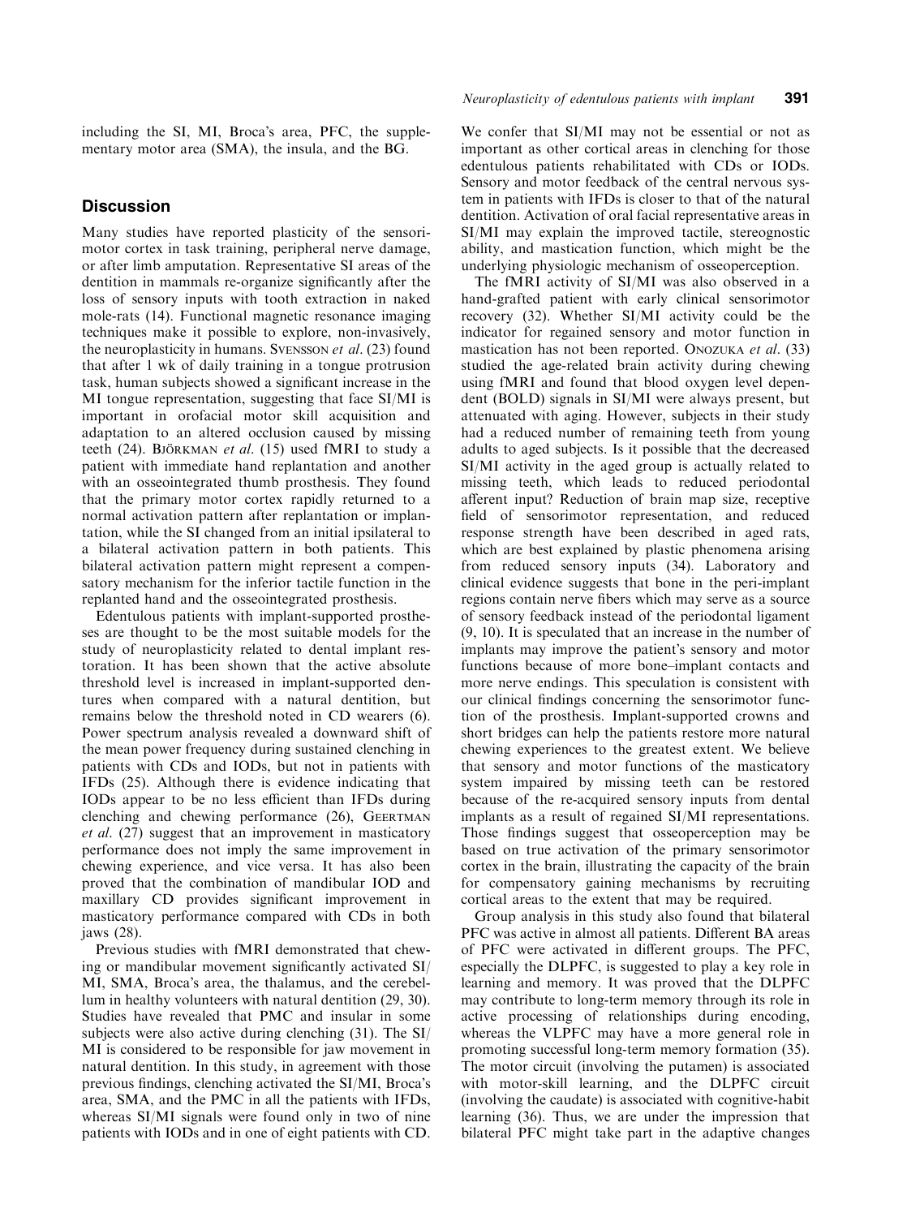including the SI, MI, Broca's area, PFC, the supplementary motor area (SMA), the insula, and the BG.

## Discussion

Many studies have reported plasticity of the sensorimotor cortex in task training, peripheral nerve damage, or after limb amputation. Representative SI areas of the dentition in mammals re-organize significantly after the loss of sensory inputs with tooth extraction in naked mole-rats (14). Functional magnetic resonance imaging techniques make it possible to explore, non-invasively, the neuroplasticity in humans. Svensson *et al*. (23) found that after 1 wk of daily training in a tongue protrusion task, human subjects showed a significant increase in the MI tongue representation, suggesting that face SI/MI is important in orofacial motor skill acquisition and adaptation to an altered occlusion caused by missing teeth (24). Björkman *et al*. (15) used fMRI to study a patient with immediate hand replantation and another with an osseointegrated thumb prosthesis. They found that the primary motor cortex rapidly returned to a normal activation pattern after replantation or implantation, while the SI changed from an initial ipsilateral to a bilateral activation pattern in both patients. This bilateral activation pattern might represent a compensatory mechanism for the inferior tactile function in the replanted hand and the osseointegrated prosthesis.

Edentulous patients with implant-supported prostheses are thought to be the most suitable models for the study of neuroplasticity related to dental implant restoration. It has been shown that the active absolute threshold level is increased in implant-supported dentures when compared with a natural dentition, but remains below the threshold noted in CD wearers (6). Power spectrum analysis revealed a downward shift of the mean power frequency during sustained clenching in patients with CDs and IODs, but not in patients with IFDs (25). Although there is evidence indicating that IODs appear to be no less efficient than IFDs during clenching and chewing performance (26), Geertman *et al*. (27) suggest that an improvement in masticatory performance does not imply the same improvement in chewing experience, and vice versa. It has also been proved that the combination of mandibular IOD and maxillary CD provides significant improvement in masticatory performance compared with CDs in both jaws (28).

Previous studies with fMRI demonstrated that chewing or mandibular movement significantly activated SI/MI, SMA, Broca's area, the thalamus, and the cerebellum in healthy volunteers with natural dentition (29, 30). Studies have revealed that PMC and insular in some subjects were also active during clenching (31). The SI/MI is considered to be responsible for jaw movement in natural dentition. In this study, in agreement with those previous findings, clenching activated the SI/MI, Broca's area, SMA, and the PMC in all the patients with IFDs, whereas SI/MI signals were found only in two of nine patients with IODs and in one of eight patients with CD. We confer that SI/MI may not be essential or not as important as other cortical areas in clenching for those edentulous patients rehabilitated with CDs or IODs. Sensory and motor feedback of the central nervous system in patients with IFDs is closer to that of the natural dentition. Activation of oral facial representative areas in SI/MI may explain the improved tactile, stereognostic ability, and mastication function, which might be the underlying physiologic mechanism of osseoperception.

The fMRI activity of SI/MI was also observed in a hand-grafted patient with early clinical sensorimotor recovery (32). Whether SI/MI activity could be the indicator for regained sensory and motor function in mastication has not been reported. Onozuka *et al*. (33) studied the age-related brain activity during chewing using fMRI and found that blood oxygen level dependent (BOLD) signals in SI/MI were always present, but attenuated with aging. However, subjects in their study had a reduced number of remaining teeth from young adults to aged subjects. Is it possible that the decreased SI/MI activity in the aged group is actually related to missing teeth, which leads to reduced periodontal afferent input? Reduction of brain map size, receptive field of sensorimotor representation, and reduced response strength have been described in aged rats, which are best explained by plastic phenomena arising from reduced sensory inputs (34). Laboratory and clinical evidence suggests that bone in the peri-implant regions contain nerve fibers which may serve as a source of sensory feedback instead of the periodontal ligament (9, 10). It is speculated that an increase in the number of implants may improve the patient's sensory and motor functions because of more bone–implant contacts and more nerve endings. This speculation is consistent with our clinical findings concerning the sensorimotor function of the prosthesis. Implant-supported crowns and short bridges can help the patients restore more natural chewing experiences to the greatest extent. We believe that sensory and motor functions of the masticatory system impaired by missing teeth can be restored because of the re-acquired sensory inputs from dental implants as a result of regained SI/MI representations. Those findings suggest that osseoperception may be based on true activation of the primary sensorimotor cortex in the brain, illustrating the capacity of the brain for compensatory gaining mechanisms by recruiting cortical areas to the extent that may be required.

Group analysis in this study also found that bilateral PFC was active in almost all patients. Different BA areas of PFC were activated in different groups. The PFC, especially the DLPFC, is suggested to play a key role in learning and memory. It was proved that the DLPFC may contribute to long-term memory through its role in active processing of relationships during encoding, whereas the VLPFC may have a more general role in promoting successful long-term memory formation (35). The motor circuit (involving the putamen) is associated with motor-skill learning, and the DLPFC circuit (involving the caudate) is associated with cognitive-habit learning (36). Thus, we are under the impression that bilateral PFC might take part in the adaptive changes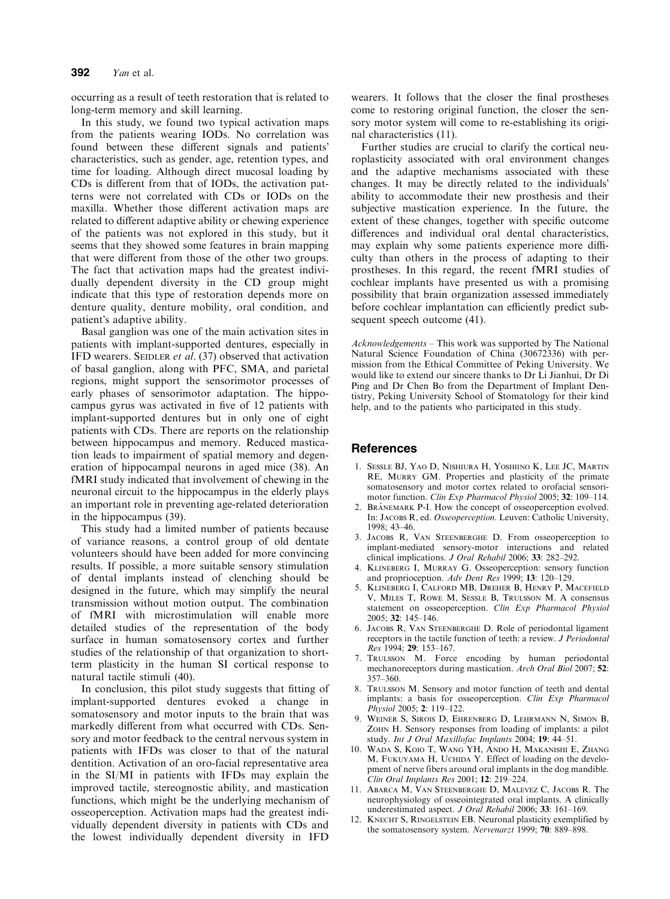occurring as a result of teeth restoration that is related to long-term memory and skill learning.

In this study, we found two typical activation maps from the patients wearing IODs. No correlation was found between these different signals and patients' characteristics, such as gender, age, retention types, and time for loading. Although direct mucosal loading by CDs is different from that of IODs, the activation patterns were not correlated with CDs or IODs on the maxilla. Whether those different activation maps are related to different adaptive ability or chewing experience of the patients was not explored in this study, but it seems that they showed some features in brain mapping that were different from those of the other two groups. The fact that activation maps had the greatest individually dependent diversity in the CD group might indicate that this type of restoration depends more on denture quality, denture mobility, oral condition, and patient's adaptive ability.

Basal ganglion was one of the main activation sites in patients with implant-supported dentures, especially in IFD wearers. Seidler *et al*. (37) observed that activation of basal ganglion, along with PFC, SMA, and parietal regions, might support the sensorimotor processes of early phases of sensorimotor adaptation. The hippocampus gyrus was activated in five of 12 patients with implant-supported dentures but in only one of eight patients with CDs. There are reports on the relationship between hippocampus and memory. Reduced mastication leads to impairment of spatial memory and degeneration of hippocampal neurons in aged mice (38). An fMRI study indicated that involvement of chewing in the neuronal circuit to the hippocampus in the elderly plays an important role in preventing age-related deterioration in the hippocampus (39).

This study had a limited number of patients because of variance reasons, a control group of old dentate volunteers should have been added for more convincing results. If possible, a more suitable sensory stimulation of dental implants instead of clenching should be designed in the future, which may simplify the neural transmission without motion output. The combination of fMRI with microstimulation will enable more detailed studies of the representation of the body surface in human somatosensory cortex and further studies of the relationship of that organization to short-term plasticity in the human SI cortical response to natural tactile stimuli (40).

In conclusion, this pilot study suggests that fitting of implant-supported dentures evoked a change in somatosensory and motor inputs to the brain that was markedly different from what occurred with CDs. Sensory and motor feedback to the central nervous system in patients with IFDs was closer to that of the natural dentition. Activation of an oro-facial representative area in the SI/MI in patients with IFDs may explain the improved tactile, stereognostic ability, and mastication functions, which might be the underlying mechanism of osseoperception. Activation maps had the greatest individually dependent diversity in patients with CDs and the lowest individually dependent diversity in IFD wearers. It follows that the closer the final prostheses come to restoring original function, the closer the sensory motor system will come to re-establishing its original characteristics (11).

Further studies are crucial to clarify the cortical neuroplasticity associated with oral environment changes and the adaptive mechanisms associated with these changes. It may be directly related to the individuals' ability to accommodate their new prosthesis and their subjective mastication experience. In the future, the extent of these changes, together with specific outcome differences and individual oral dental characteristics, may explain why some patients experience more difficulty than others in the process of adapting to their prostheses. In this regard, the recent fMRI studies of cochlear implants have presented us with a promising possibility that brain organization assessed immediately before cochlear implantation can efficiently predict subsequent speech outcome (41).

*Acknowledgements* – This work was supported by The National Natural Science Foundation of China (30672336) with permission from the Ethical Committee of Peking University. We would like to extend our sincere thanks to Dr Li Jianhui, Dr Di Ping and Dr Chen Bo from the Department of Implant Dentistry, Peking University School of Stomatology for their kind help, and to the patients who participated in this study.

## References

1. Sessle BJ, Yao D, Nishiura H, Yoshiino K, Lee JC, Martin RE, Murry GM. Properties and plasticity of the primate somatosensory and motor cortex related to orofacial sensorimotor function. *Clin Exp Pharmacol Physiol* 2005; **32**: 109–114.
2. Brånemark P-I. How the concept of osseoperception evolved. In: Jacobs R, ed. *Osseoperception*. Leuven: Catholic University, 1998; 43–46.
3. Jacobs R, Van Steenberghe D. From osseoperception to implant-mediated sensory-motor interactions and related clinical implications. *J Oral Rehabil* 2006; **33**: 282–292.
4. Klineberg I, Murray G. Osseoperception: sensory function and proprioception. *Adv Dent Res* 1999; **13**: 120–129.
5. Klineberg I, Calford MB, Dreher B, Henry P, Macefield V, Miles T, Rowe M, Sessle B, Trulsson M. A consensus statement on osseoperception. *Clin Exp Pharmacol Physiol* 2005; **32**: 145–146.
6. Jacobs R, Van Steenberghe D. Role of periodontal ligament receptors in the tactile function of teeth: a review. *J Periodontal Res* 1994; **29**: 153–167.
7. Trulsson M. Force encoding by human periodontal mechanoreceptors during mastication. *Arch Oral Biol* 2007; **52**: 357–360.
8. Trulsson M. Sensory and motor function of teeth and dental implants: a basis for osseoperception. *Clin Exp Pharmacol Physiol* 2005; **2**: 119–122.
9. Weiner S, Sirois D, Ehrenberg D, Lehrmann N, Simon B, Zohn H. Sensory responses from loading of implants: a pilot study. *Int J Oral Maxillofac Implants* 2004; **19**: 44–51.
10. Wada S, Kojo T, Wang YH, Ando H, Makanishi E, Zhang M, Fukuyama H, Uchida Y. Effect of loading on the development of nerve fibers around oral implants in the dog mandible. *Clin Oral Implants Res* 2001; **12**: 219–224.
11. Abarca M, Van Steenberghe D, Malevez C, Jacobs R. The neurophysiology of osseointegrated oral implants. A clinically underestimated aspect. *J Oral Rehabil* 2006; **33**: 161–169.
12. Knecht S, Ringelstein EB. Neuronal plasticity exemplified by the somatosensory system. *Nervenarzt* 1999; **70**: 889–898.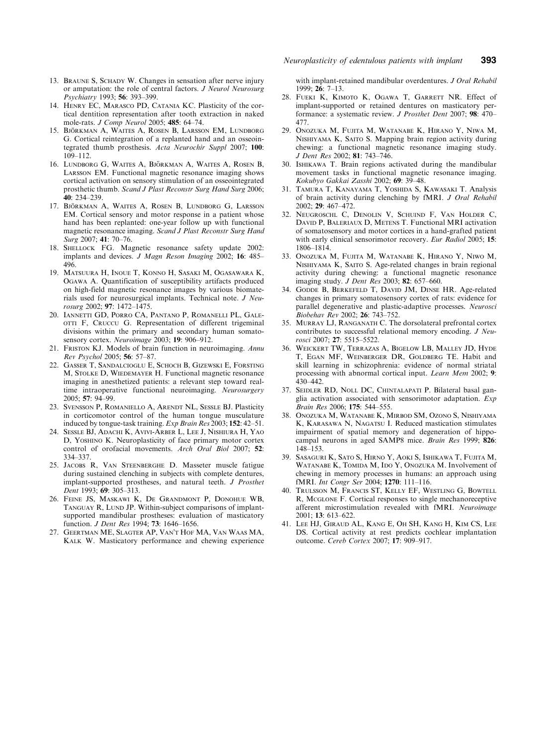13. Braune S, Schady W. Changes in sensation after nerve injury or amputation: the role of central factors. *J Neurol Neurosurg Psychiatry* 1993; **56**: 393–399.
14. Henry EC, Marasco PD, Catania KC. Plasticity of the cortical dentition representation after tooth extraction in naked mole-rats. *J Comp Neurol* 2005; **485**: 64–74.
15. Björkman A, Waites A, Rosen B, Larsson EM, Lundborg G. Cortical reintegration of a replanted hand and an osseointegrated thumb prosthesis. *Acta Neurochir Suppl* 2007; **100**: 109–112.
16. Lundborg G, Waites A, Björkman A, Waites A, Rosen B, Larsson EM. Functional magnetic resonance imaging shows cortical activation on sensory stimulation of an osseointegrated prosthetic thumb. *Scand J Plast Reconstr Surg Hand Surg* 2006; **40**: 234–239.
17. Björkman A, Waites A, Rosen B, Lundborg G, Larsson EM. Cortical sensory and motor response in a patient whose hand has been replanted: one-year follow up with functional magnetic resonance imaging. *Scand J Plast Reconstr Surg Hand Surg* 2007; **41**: 70–76.
18. Shellock FG. Magnetic resonance safety update 2002: implants and devices. *J Magn Reson Imaging* 2002; **16**: 485–496.
19. Matsuura H, Inoue T, Konno H, Sasaki M, Ogasawara K, Ogawa A. Quantification of susceptibility artifacts produced on high-field magnetic resonance images by various biomaterials used for neurosurgical implants. Technical note. *J Neurosurg* 2002; **97**: 1472–1475.
20. Iannetti GD, Porro CA, Pantano P, Romanelli PL, Galeotti F, Cruccu G. Representation of different trigeminal divisions within the primary and secondary human somatosensory cortex. *Neuroimage* 2003; **19**: 906–912.
21. Friston KJ. Models of brain function in neuroimaging. *Annu Rev Psychol* 2005; **56**: 57–87.
22. Gasser T, Sandalcioglu E, Schoch B, Gizewski E, Forsting M, Stolke D, Wiedemayer H. Functional magnetic resonance imaging in anesthetized patients: a relevant step toward real-time intraoperative functional neuroimaging. *Neurosurgery* 2005; **57**: 94–99.
23. Svensson P, Romaniello A, Arendt NL, Sessle BJ. Plasticity in corticomotor control of the human tongue musculature induced by tongue-task training. *Exp Brain Res* 2003; **152**: 42–51.
24. Sessle BJ, Adachi K, Avivi-Arber L, Lee J, Nishiura H, Yao D, Yoshino K. Neuroplasticity of face primary motor cortex control of orofacial movements. *Arch Oral Biol* 2007; **52**: 334–337.
25. Jacobs R, Van Steenberghe D. Masseter muscle fatigue during sustained clenching in subjects with complete dentures, implant-supported prostheses, and natural teeth. *J Prosthet Dent* 1993; **69**: 305–313.
26. Feine JS, Maskawi K, De Grandmont P, Donohue WB, Tanguay R, Lund JP. Within-subject comparisons of implant-supported mandibular prostheses: evaluation of masticatory function. *J Dent Res* 1994; **73**: 1646–1656.
27. Geertman ME, Slagter AP, Van't Hof MA, Van Waas MA, Kalk W. Masticatory performance and chewing experience with implant-retained mandibular overdentures. *J Oral Rehabil* 1999; **26**: 7–13.
28. Fueki K, Kimoto K, Ogawa T, Garrett NR. Effect of implant-supported or retained dentures on masticatory performance: a systematic review. *J Prosthet Dent* 2007; **98**: 470–477.
29. Onozuka M, Fujita M, Watanabe K, Hirano Y, Niwa M, Nishiyama K, Saito S. Mapping brain region activity during chewing: a functional magnetic resonance imaging study. *J Dent Res* 2002; **81**: 743–746.
30. Ishikawa T. Brain regions activated during the mandibular movement tasks in functional magnetic resonance imaging. *Kokubyo Gakkai Zasshi* 2002; **69**: 39–48.
31. Tamura T, Kanayama T, Yoshida S, Kawasaki T. Analysis of brain activity during clenching by fMRI. *J Oral Rehabil* 2002; **29**: 467–472.
32. Neugroschl C, Denolin V, Schuind F, Van Holder C, David P, Baleriaux D, Metens T. Functional MRI activation of somatosensory and motor cortices in a hand-grafted patient with early clinical sensorimotor recovery. *Eur Radiol* 2005; **15**: 1806–1814.
33. Onozuka M, Fujita M, Watanabe K, Hirano Y, Niwo M, Nishiyama K, Saito S. Age-related changes in brain regional activity during chewing: a functional magnetic resonance imaging study. *J Dent Res* 2003; **82**: 657–660.
34. Godde B, Berkefeld T, David JM, Dinse HR. Age-related changes in primary somatosensory cortex of rats: evidence for parallel degenerative and plastic-adaptive processes. *Neurosci Biobehav Rev* 2002; **26**: 743–752.
35. Murray LJ, Ranganath C. The dorsolateral prefrontal cortex contributes to successful relational memory encoding. *J Neurosci* 2007; **27**: 5515–5522.
36. Weickert TW, Terrazas A, Bigelow LB, Malley JD, Hyde T, Egan MF, Weinberger DR, Goldberg TE. Habit and skill learning in schizophrenia: evidence of normal striatal processing with abnormal cortical input. *Learn Mem* 2002; **9**: 430–442.
37. Seidler RD, Noll DC, Chintalapati P. Bilateral basal ganglia activation associated with sensorimotor adaptation. *Exp Brain Res* 2006; **175**: 544–555.
38. Onozuka M, Watanabe K, Mirbod SM, Ozono S, Nishiyama K, Karasawa N, Nagatsu I. Reduced mastication stimulates impairment of spatial memory and degeneration of hippocampal neurons in aged SAMP8 mice. *Brain Res* 1999; **826**: 148–153.
39. Sasaguri K, Sato S, Hirno Y, Aoki S, Ishikawa T, Fujita M, Watanabe K, Tomida M, Ido Y, Onozuka M. Involvement of chewing in memory processes in humans: an approach using fMRI. *Int Congr Ser* 2004; **1270**: 111–116.
40. Trulsson M, Francis ST, Kelly EF, Westling G, Bowtell R, Mcglone F. Cortical responses to single mechanoreceptive afferent microstimulation revealed with fMRI. *Neuroimage* 2001; **13**: 613–622.
41. Lee HJ, Giraud AL, Kang E, Oh SH, Kang H, Kim CS, Lee DS. Cortical activity at rest predicts cochlear implantation outcome. *Cereb Cortex* 2007; **17**: 909–917.